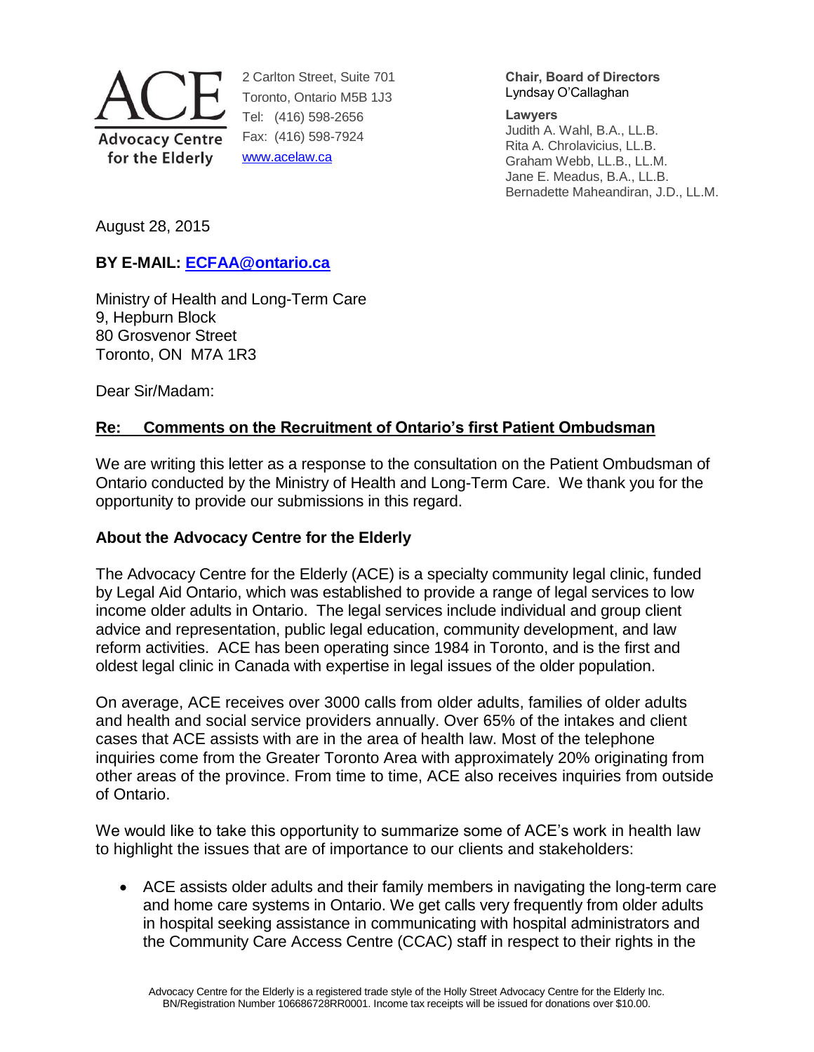**ACE**
**Advocacy Centre for the Elderly**

2 Carlton Street, Suite 701
Toronto, Ontario M5B 1J3
Tel: (416) 598-2656
Fax: (416) 598-7924
www.acelaw.ca

**Chair, Board of Directors**
Lyndsay O'Callaghan

**Lawyers**
Judith A. Wahl, B.A., LL.B.
Rita A. Chrolavicius, LL.B.
Graham Webb, LL.B., LL.M.
Jane E. Meadus, B.A., LL.B.
Bernadette Maheandiran, J.D., LL.M.

August 28, 2015

**BY E-MAIL: ECFAA@ontario.ca**

Ministry of Health and Long-Term Care
9, Hepburn Block
80 Grosvenor Street
Toronto, ON M7A 1R3

Dear Sir/Madam:

**Re: Comments on the Recruitment of Ontario's first Patient Ombudsman**

We are writing this letter as a response to the consultation on the Patient Ombudsman of Ontario conducted by the Ministry of Health and Long-Term Care. We thank you for the opportunity to provide our submissions in this regard.

## About the Advocacy Centre for the Elderly

The Advocacy Centre for the Elderly (ACE) is a specialty community legal clinic, funded by Legal Aid Ontario, which was established to provide a range of legal services to low income older adults in Ontario. The legal services include individual and group client advice and representation, public legal education, community development, and law reform activities. ACE has been operating since 1984 in Toronto, and is the first and oldest legal clinic in Canada with expertise in legal issues of the older population.

On average, ACE receives over 3000 calls from older adults, families of older adults and health and social service providers annually. Over 65% of the intakes and client cases that ACE assists with are in the area of health law. Most of the telephone inquiries come from the Greater Toronto Area with approximately 20% originating from other areas of the province. From time to time, ACE also receives inquiries from outside of Ontario.

We would like to take this opportunity to summarize some of ACE's work in health law to highlight the issues that are of importance to our clients and stakeholders:

- ACE assists older adults and their family members in navigating the long-term care and home care systems in Ontario. We get calls very frequently from older adults in hospital seeking assistance in communicating with hospital administrators and the Community Care Access Centre (CCAC) staff in respect to their rights in the

Advocacy Centre for the Elderly is a registered trade style of the Holly Street Advocacy Centre for the Elderly Inc.
BN/Registration Number 106686728RR0001. Income tax receipts will be issued for donations over $10.00.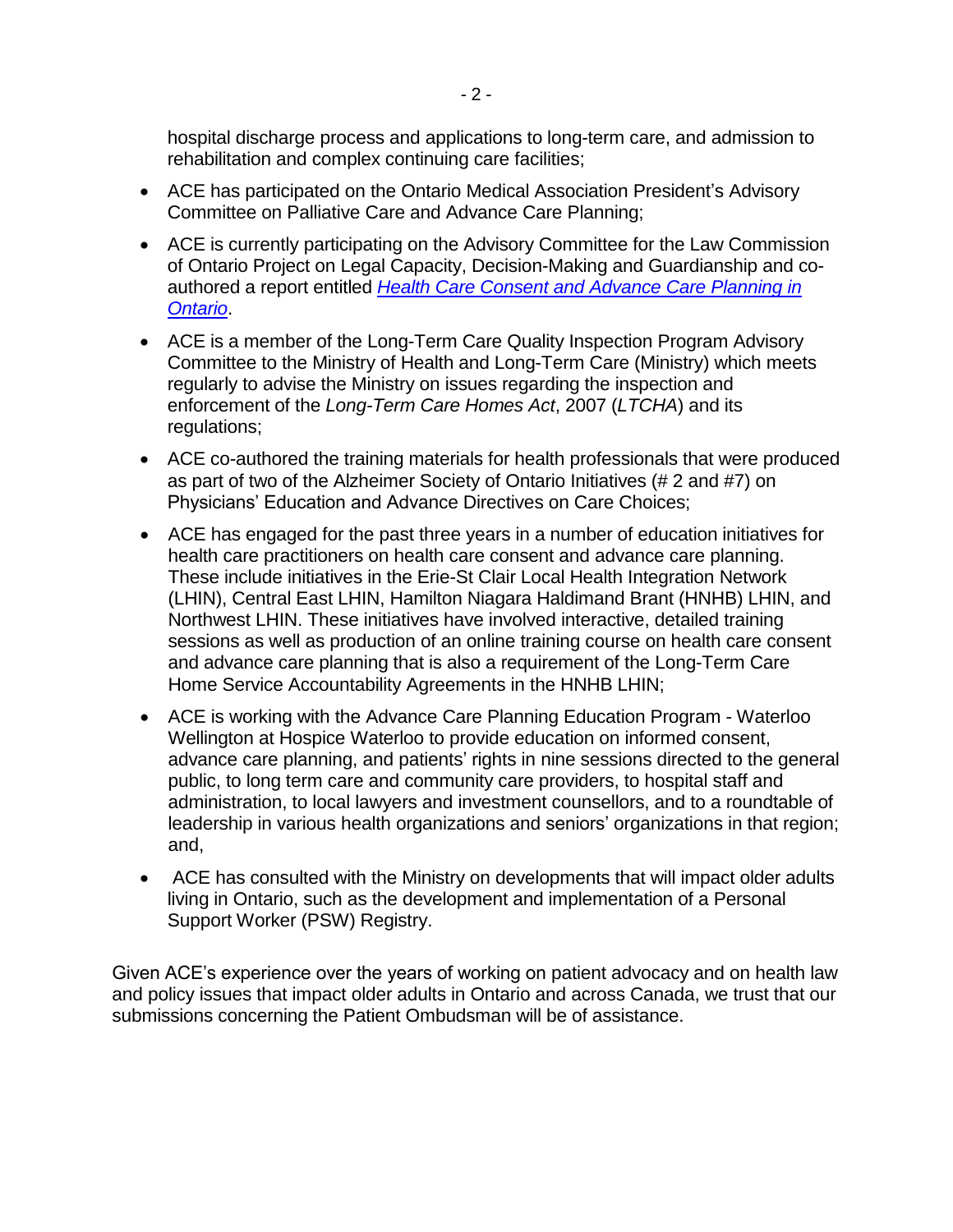hospital discharge process and applications to long-term care, and admission to rehabilitation and complex continuing care facilities;

- ACE has participated on the Ontario Medical Association President's Advisory Committee on Palliative Care and Advance Care Planning;
- ACE is currently participating on the Advisory Committee for the Law Commission of Ontario Project on Legal Capacity, Decision-Making and Guardianship and co-authored a report entitled *Health Care Consent and Advance Care Planning in Ontario*.
- ACE is a member of the Long-Term Care Quality Inspection Program Advisory Committee to the Ministry of Health and Long-Term Care (Ministry) which meets regularly to advise the Ministry on issues regarding the inspection and enforcement of the *Long-Term Care Homes Act*, 2007 (*LTCHA*) and its regulations;
- ACE co-authored the training materials for health professionals that were produced as part of two of the Alzheimer Society of Ontario Initiatives (# 2 and #7) on Physicians' Education and Advance Directives on Care Choices;
- ACE has engaged for the past three years in a number of education initiatives for health care practitioners on health care consent and advance care planning. These include initiatives in the Erie-St Clair Local Health Integration Network (LHIN), Central East LHIN, Hamilton Niagara Haldimand Brant (HNHB) LHIN, and Northwest LHIN. These initiatives have involved interactive, detailed training sessions as well as production of an online training course on health care consent and advance care planning that is also a requirement of the Long-Term Care Home Service Accountability Agreements in the HNHB LHIN;
- ACE is working with the Advance Care Planning Education Program - Waterloo Wellington at Hospice Waterloo to provide education on informed consent, advance care planning, and patients' rights in nine sessions directed to the general public, to long term care and community care providers, to hospital staff and administration, to local lawyers and investment counsellors, and to a roundtable of leadership in various health organizations and seniors' organizations in that region; and,
- ACE has consulted with the Ministry on developments that will impact older adults living in Ontario, such as the development and implementation of a Personal Support Worker (PSW) Registry.

Given ACE's experience over the years of working on patient advocacy and on health law and policy issues that impact older adults in Ontario and across Canada, we trust that our submissions concerning the Patient Ombudsman will be of assistance.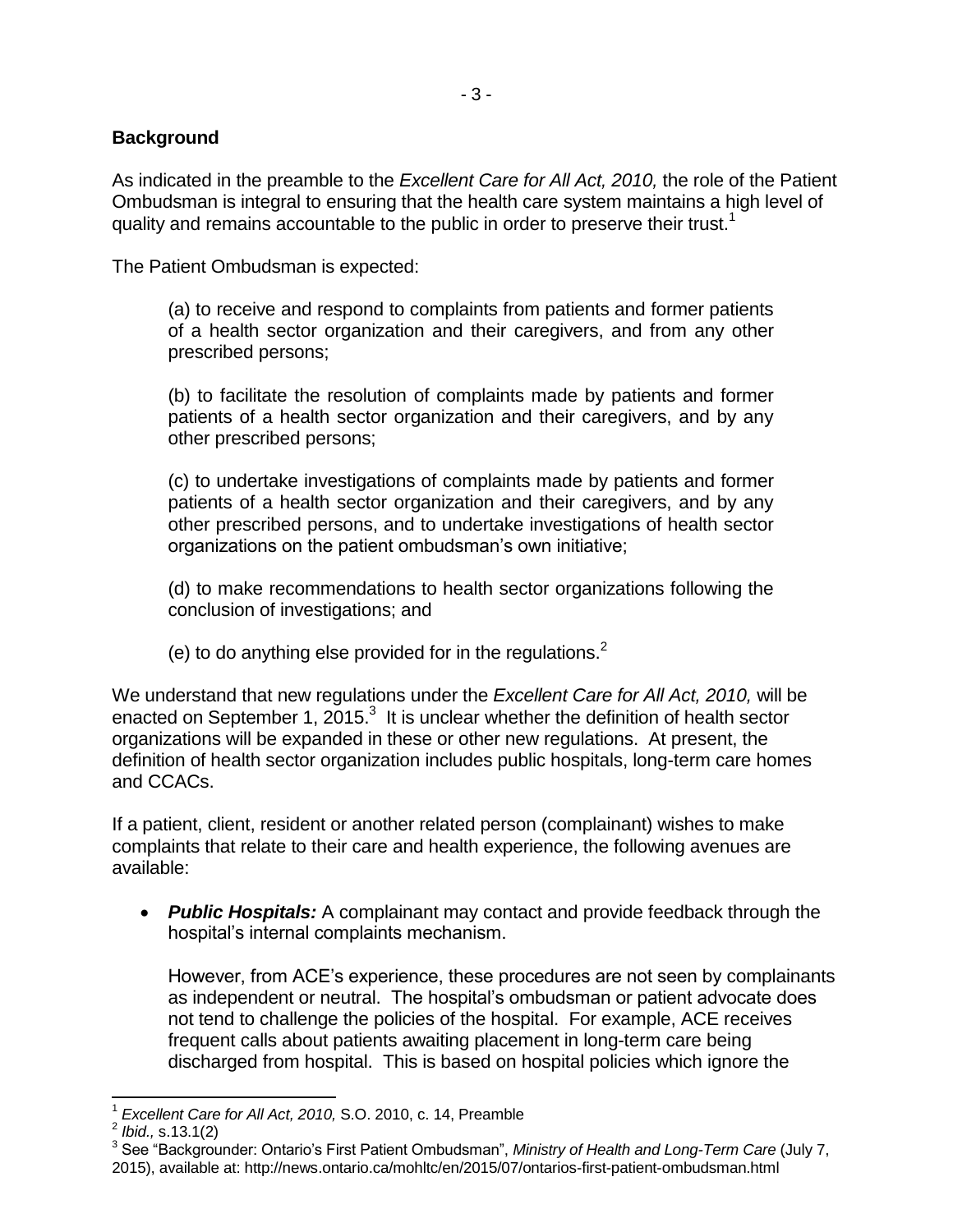## Background

As indicated in the preamble to the *Excellent Care for All Act, 2010,* the role of the Patient Ombudsman is integral to ensuring that the health care system maintains a high level of quality and remains accountable to the public in order to preserve their trust.[1]

The Patient Ombudsman is expected:

> (a) to receive and respond to complaints from patients and former patients of a health sector organization and their caregivers, and from any other prescribed persons;
>
> (b) to facilitate the resolution of complaints made by patients and former patients of a health sector organization and their caregivers, and by any other prescribed persons;
>
> (c) to undertake investigations of complaints made by patients and former patients of a health sector organization and their caregivers, and by any other prescribed persons, and to undertake investigations of health sector organizations on the patient ombudsman's own initiative;
>
> (d) to make recommendations to health sector organizations following the conclusion of investigations; and
>
> (e) to do anything else provided for in the regulations.[2]

We understand that new regulations under the *Excellent Care for All Act, 2010,* will be enacted on September 1, 2015.[3] It is unclear whether the definition of health sector organizations will be expanded in these or other new regulations. At present, the definition of health sector organization includes public hospitals, long-term care homes and CCACs.

If a patient, client, resident or another related person (complainant) wishes to make complaints that relate to their care and health experience, the following avenues are available:

- ***Public Hospitals:*** A complainant may contact and provide feedback through the hospital's internal complaints mechanism.

  However, from ACE's experience, these procedures are not seen by complainants as independent or neutral. The hospital's ombudsman or patient advocate does not tend to challenge the policies of the hospital. For example, ACE receives frequent calls about patients awaiting placement in long-term care being discharged from hospital. This is based on hospital policies which ignore the

---

[1] *Excellent Care for All Act, 2010,* S.O. 2010, c. 14, Preamble

[2] *Ibid.,* s.13.1(2)

[3] See "Backgrounder: Ontario's First Patient Ombudsman", *Ministry of Health and Long-Term Care* (July 7, 2015), available at: http://news.ontario.ca/mohltc/en/2015/07/ontarios-first-patient-ombudsman.html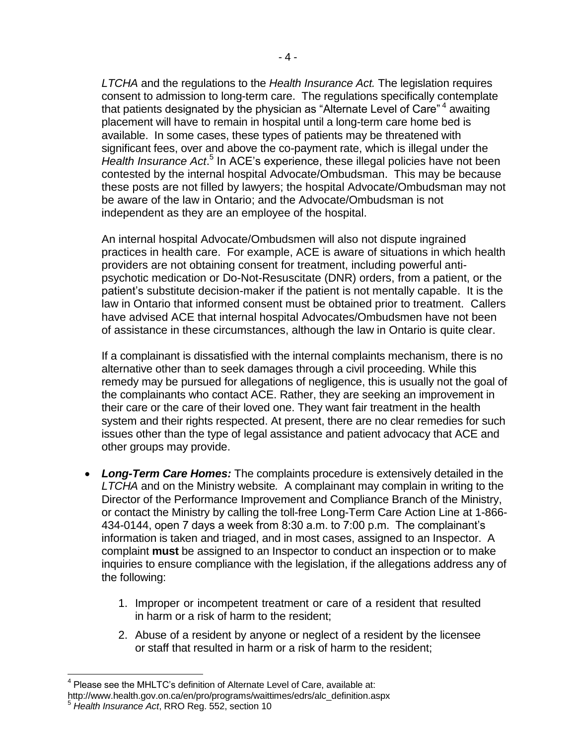*LTCHA* and the regulations to the *Health Insurance Act.* The legislation requires consent to admission to long-term care. The regulations specifically contemplate that patients designated by the physician as "Alternate Level of Care"[4] awaiting placement will have to remain in hospital until a long-term care home bed is available. In some cases, these types of patients may be threatened with significant fees, over and above the co-payment rate, which is illegal under the *Health Insurance Act*.[5] In ACE's experience, these illegal policies have not been contested by the internal hospital Advocate/Ombudsman. This may be because these posts are not filled by lawyers; the hospital Advocate/Ombudsman may not be aware of the law in Ontario; and the Advocate/Ombudsman is not independent as they are an employee of the hospital.

An internal hospital Advocate/Ombudsmen will also not dispute ingrained practices in health care. For example, ACE is aware of situations in which health providers are not obtaining consent for treatment, including powerful anti-psychotic medication or Do-Not-Resuscitate (DNR) orders, from a patient, or the patient's substitute decision-maker if the patient is not mentally capable. It is the law in Ontario that informed consent must be obtained prior to treatment. Callers have advised ACE that internal hospital Advocates/Ombudsmen have not been of assistance in these circumstances, although the law in Ontario is quite clear.

If a complainant is dissatisfied with the internal complaints mechanism, there is no alternative other than to seek damages through a civil proceeding. While this remedy may be pursued for allegations of negligence, this is usually not the goal of the complainants who contact ACE. Rather, they are seeking an improvement in their care or the care of their loved one. They want fair treatment in the health system and their rights respected. At present, there are no clear remedies for such issues other than the type of legal assistance and patient advocacy that ACE and other groups may provide.

- ***Long-Term Care Homes:*** The complaints procedure is extensively detailed in the *LTCHA* and on the Ministry website*.* A complainant may complain in writing to the Director of the Performance Improvement and Compliance Branch of the Ministry, or contact the Ministry by calling the toll-free Long-Term Care Action Line at 1-866-434-0144, open 7 days a week from 8:30 a.m. to 7:00 p.m. The complainant's information is taken and triaged, and in most cases, assigned to an Inspector. A complaint **must** be assigned to an Inspector to conduct an inspection or to make inquiries to ensure compliance with the legislation, if the allegations address any of the following:

    1. Improper or incompetent treatment or care of a resident that resulted in harm or a risk of harm to the resident;
    2. Abuse of a resident by anyone or neglect of a resident by the licensee or staff that resulted in harm or a risk of harm to the resident;

---

[4] Please see the MHLTC's definition of Alternate Level of Care, available at: http://www.health.gov.on.ca/en/pro/programs/waittimes/edrs/alc_definition.aspx

[5] *Health Insurance Act*, RRO Reg. 552, section 10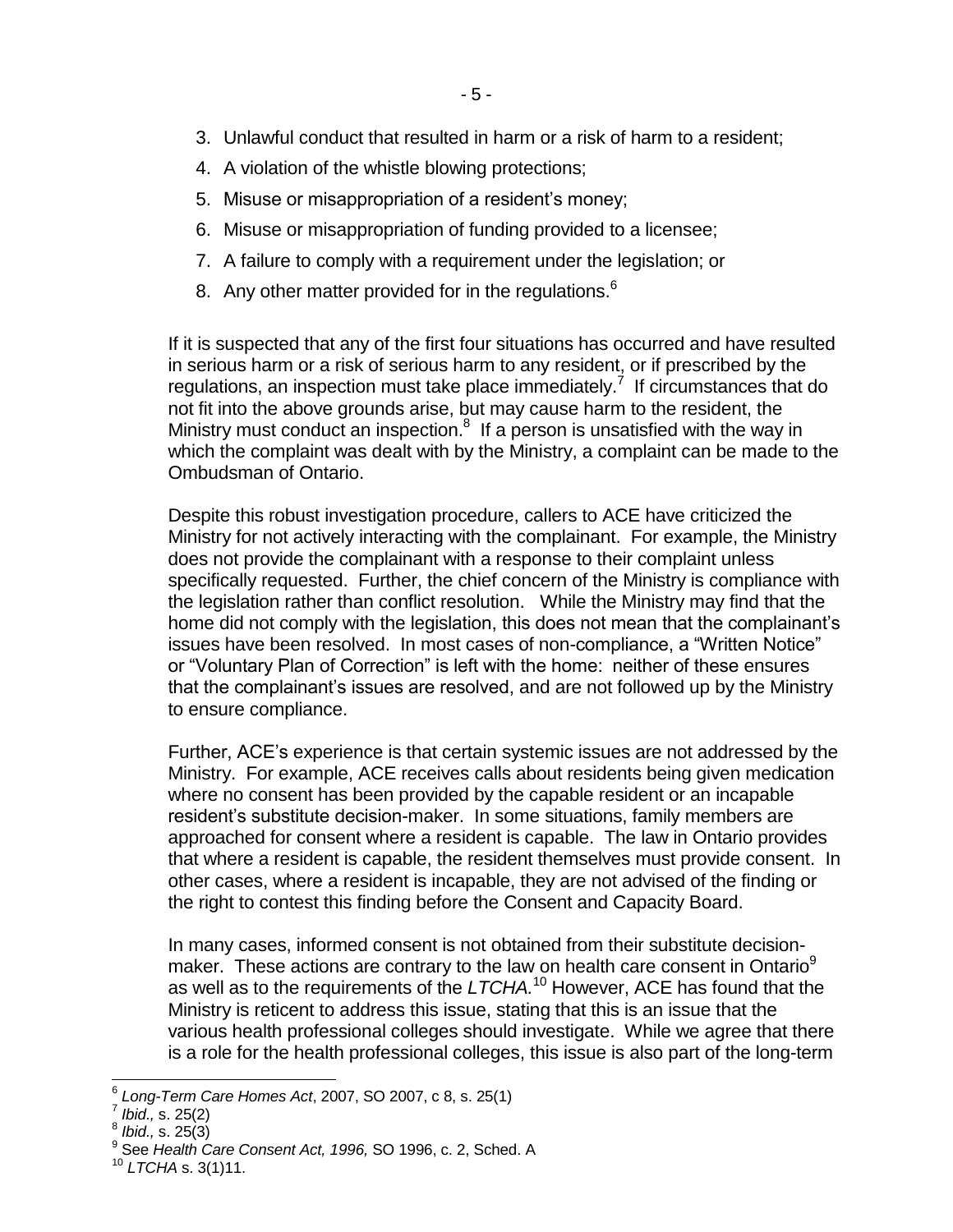3. Unlawful conduct that resulted in harm or a risk of harm to a resident;
4. A violation of the whistle blowing protections;
5. Misuse or misappropriation of a resident's money;
6. Misuse or misappropriation of funding provided to a licensee;
7. A failure to comply with a requirement under the legislation; or
8. Any other matter provided for in the regulations.[6]

If it is suspected that any of the first four situations has occurred and have resulted in serious harm or a risk of serious harm to any resident, or if prescribed by the regulations, an inspection must take place immediately.[7] If circumstances that do not fit into the above grounds arise, but may cause harm to the resident, the Ministry must conduct an inspection.[8] If a person is unsatisfied with the way in which the complaint was dealt with by the Ministry, a complaint can be made to the Ombudsman of Ontario.

Despite this robust investigation procedure, callers to ACE have criticized the Ministry for not actively interacting with the complainant. For example, the Ministry does not provide the complainant with a response to their complaint unless specifically requested. Further, the chief concern of the Ministry is compliance with the legislation rather than conflict resolution. While the Ministry may find that the home did not comply with the legislation, this does not mean that the complainant's issues have been resolved. In most cases of non-compliance, a "Written Notice" or "Voluntary Plan of Correction" is left with the home: neither of these ensures that the complainant's issues are resolved, and are not followed up by the Ministry to ensure compliance.

Further, ACE's experience is that certain systemic issues are not addressed by the Ministry. For example, ACE receives calls about residents being given medication where no consent has been provided by the capable resident or an incapable resident's substitute decision-maker. In some situations, family members are approached for consent where a resident is capable. The law in Ontario provides that where a resident is capable, the resident themselves must provide consent. In other cases, where a resident is incapable, they are not advised of the finding or the right to contest this finding before the Consent and Capacity Board.

In many cases, informed consent is not obtained from their substitute decision-maker. These actions are contrary to the law on health care consent in Ontario[9] as well as to the requirements of the *LTCHA.*[10] However, ACE has found that the Ministry is reticent to address this issue, stating that this is an issue that the various health professional colleges should investigate. While we agree that there is a role for the health professional colleges, this issue is also part of the long-term

---

[6] *Long-Term Care Homes Act*, 2007, SO 2007, c 8, s. 25(1)

[7] *Ibid.,* s. 25(2)

[8] *Ibid.,* s. 25(3)

[9] See *Health Care Consent Act, 1996,* SO 1996, c. 2, Sched. A

[10] *LTCHA* s. 3(1)11.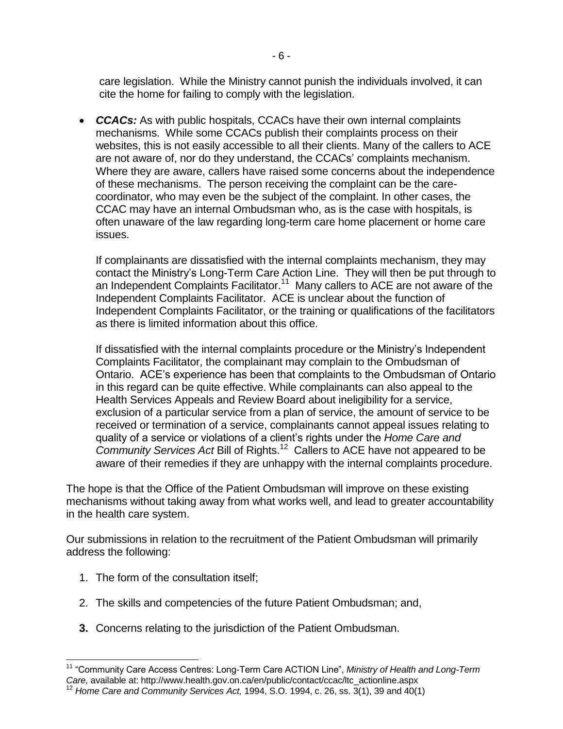care legislation. While the Ministry cannot punish the individuals involved, it can cite the home for failing to comply with the legislation.

- ***CCACs:*** As with public hospitals, CCACs have their own internal complaints mechanisms. While some CCACs publish their complaints process on their websites, this is not easily accessible to all their clients. Many of the callers to ACE are not aware of, nor do they understand, the CCACs' complaints mechanism. Where they are aware, callers have raised some concerns about the independence of these mechanisms. The person receiving the complaint can be the care-coordinator, who may even be the subject of the complaint. In other cases, the CCAC may have an internal Ombudsman who, as is the case with hospitals, is often unaware of the law regarding long-term care home placement or home care issues.

  If complainants are dissatisfied with the internal complaints mechanism, they may contact the Ministry's Long-Term Care Action Line. They will then be put through to an Independent Complaints Facilitator.[11] Many callers to ACE are not aware of the Independent Complaints Facilitator. ACE is unclear about the function of Independent Complaints Facilitator, or the training or qualifications of the facilitators as there is limited information about this office.

  If dissatisfied with the internal complaints procedure or the Ministry's Independent Complaints Facilitator, the complainant may complain to the Ombudsman of Ontario. ACE's experience has been that complaints to the Ombudsman of Ontario in this regard can be quite effective. While complainants can also appeal to the Health Services Appeals and Review Board about ineligibility for a service, exclusion of a particular service from a plan of service, the amount of service to be received or termination of a service, complainants cannot appeal issues relating to quality of a service or violations of a client's rights under the *Home Care and Community Services Act* Bill of Rights.[12] Callers to ACE have not appeared to be aware of their remedies if they are unhappy with the internal complaints procedure.

The hope is that the Office of the Patient Ombudsman will improve on these existing mechanisms without taking away from what works well, and lead to greater accountability in the health care system.

Our submissions in relation to the recruitment of the Patient Ombudsman will primarily address the following:

1. The form of the consultation itself;
2. The skills and competencies of the future Patient Ombudsman; and,
3. Concerns relating to the jurisdiction of the Patient Ombudsman.

---

[11] "Community Care Access Centres: Long-Term Care ACTION Line", *Ministry of Health and Long-Term Care,* available at: http://www.health.gov.on.ca/en/public/contact/ccac/ltc_actionline.aspx

[12] *Home Care and Community Services Act,* 1994, S.O. 1994, c. 26, ss. 3(1), 39 and 40(1)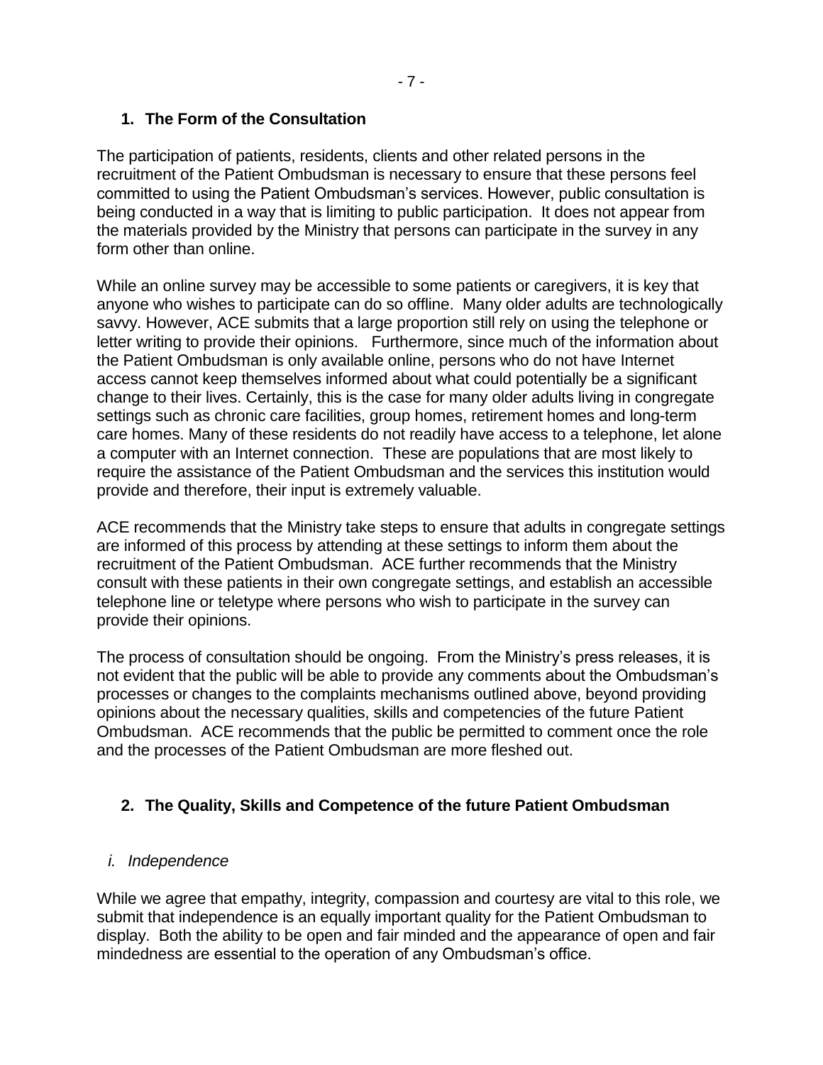## 1. The Form of the Consultation

The participation of patients, residents, clients and other related persons in the recruitment of the Patient Ombudsman is necessary to ensure that these persons feel committed to using the Patient Ombudsman's services. However, public consultation is being conducted in a way that is limiting to public participation. It does not appear from the materials provided by the Ministry that persons can participate in the survey in any form other than online.

While an online survey may be accessible to some patients or caregivers, it is key that anyone who wishes to participate can do so offline. Many older adults are technologically savvy. However, ACE submits that a large proportion still rely on using the telephone or letter writing to provide their opinions. Furthermore, since much of the information about the Patient Ombudsman is only available online, persons who do not have Internet access cannot keep themselves informed about what could potentially be a significant change to their lives. Certainly, this is the case for many older adults living in congregate settings such as chronic care facilities, group homes, retirement homes and long-term care homes. Many of these residents do not readily have access to a telephone, let alone a computer with an Internet connection. These are populations that are most likely to require the assistance of the Patient Ombudsman and the services this institution would provide and therefore, their input is extremely valuable.

ACE recommends that the Ministry take steps to ensure that adults in congregate settings are informed of this process by attending at these settings to inform them about the recruitment of the Patient Ombudsman. ACE further recommends that the Ministry consult with these patients in their own congregate settings, and establish an accessible telephone line or teletype where persons who wish to participate in the survey can provide their opinions.

The process of consultation should be ongoing. From the Ministry's press releases, it is not evident that the public will be able to provide any comments about the Ombudsman's processes or changes to the complaints mechanisms outlined above, beyond providing opinions about the necessary qualities, skills and competencies of the future Patient Ombudsman. ACE recommends that the public be permitted to comment once the role and the processes of the Patient Ombudsman are more fleshed out.

## 2. The Quality, Skills and Competence of the future Patient Ombudsman

### *i. Independence*

While we agree that empathy, integrity, compassion and courtesy are vital to this role, we submit that independence is an equally important quality for the Patient Ombudsman to display. Both the ability to be open and fair minded and the appearance of open and fair mindedness are essential to the operation of any Ombudsman's office.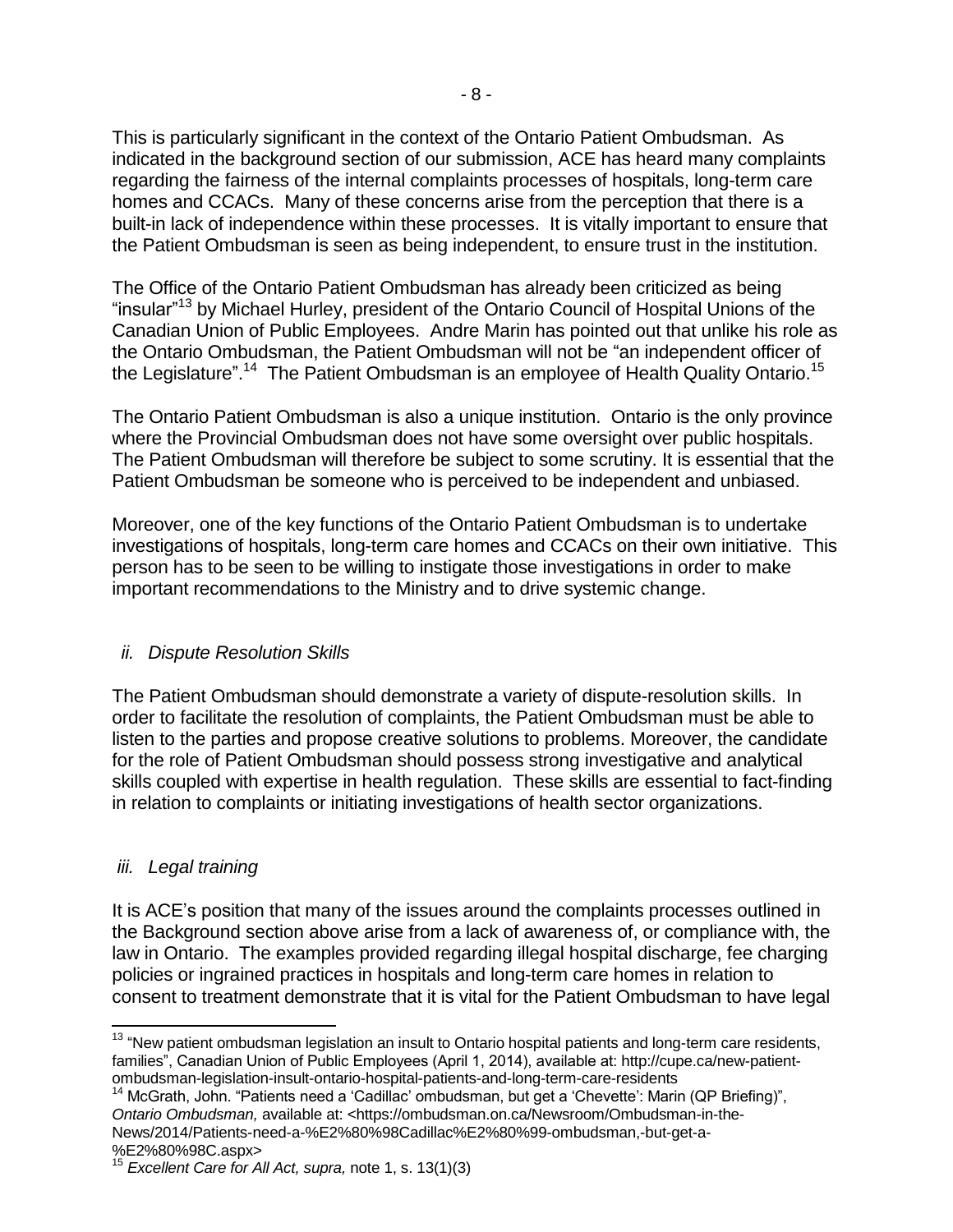This is particularly significant in the context of the Ontario Patient Ombudsman. As indicated in the background section of our submission, ACE has heard many complaints regarding the fairness of the internal complaints processes of hospitals, long-term care homes and CCACs. Many of these concerns arise from the perception that there is a built-in lack of independence within these processes. It is vitally important to ensure that the Patient Ombudsman is seen as being independent, to ensure trust in the institution.

The Office of the Ontario Patient Ombudsman has already been criticized as being "insular"[13] by Michael Hurley, president of the Ontario Council of Hospital Unions of the Canadian Union of Public Employees. Andre Marin has pointed out that unlike his role as the Ontario Ombudsman, the Patient Ombudsman will not be "an independent officer of the Legislature".[14] The Patient Ombudsman is an employee of Health Quality Ontario.[15]

The Ontario Patient Ombudsman is also a unique institution. Ontario is the only province where the Provincial Ombudsman does not have some oversight over public hospitals. The Patient Ombudsman will therefore be subject to some scrutiny. It is essential that the Patient Ombudsman be someone who is perceived to be independent and unbiased.

Moreover, one of the key functions of the Ontario Patient Ombudsman is to undertake investigations of hospitals, long-term care homes and CCACs on their own initiative. This person has to be seen to be willing to instigate those investigations in order to make important recommendations to the Ministry and to drive systemic change.

### *ii. Dispute Resolution Skills*

The Patient Ombudsman should demonstrate a variety of dispute-resolution skills. In order to facilitate the resolution of complaints, the Patient Ombudsman must be able to listen to the parties and propose creative solutions to problems. Moreover, the candidate for the role of Patient Ombudsman should possess strong investigative and analytical skills coupled with expertise in health regulation. These skills are essential to fact-finding in relation to complaints or initiating investigations of health sector organizations.

### *iii. Legal training*

It is ACE's position that many of the issues around the complaints processes outlined in the Background section above arise from a lack of awareness of, or compliance with, the law in Ontario. The examples provided regarding illegal hospital discharge, fee charging policies or ingrained practices in hospitals and long-term care homes in relation to consent to treatment demonstrate that it is vital for the Patient Ombudsman to have legal

---

[13] "New patient ombudsman legislation an insult to Ontario hospital patients and long-term care residents, families", Canadian Union of Public Employees (April 1, 2014), available at: http://cupe.ca/new-patient-ombudsman-legislation-insult-ontario-hospital-patients-and-long-term-care-residents

[14] McGrath, John. "Patients need a 'Cadillac' ombudsman, but get a 'Chevette': Marin (QP Briefing)", *Ontario Ombudsman,* available at: <https://ombudsman.on.ca/Newsroom/Ombudsman-in-the-News/2014/Patients-need-a-%E2%80%98Cadillac%E2%80%99-ombudsman,-but-get-a-%E2%80%98C.aspx>

[15] *Excellent Care for All Act, supra,* note 1, s. 13(1)(3)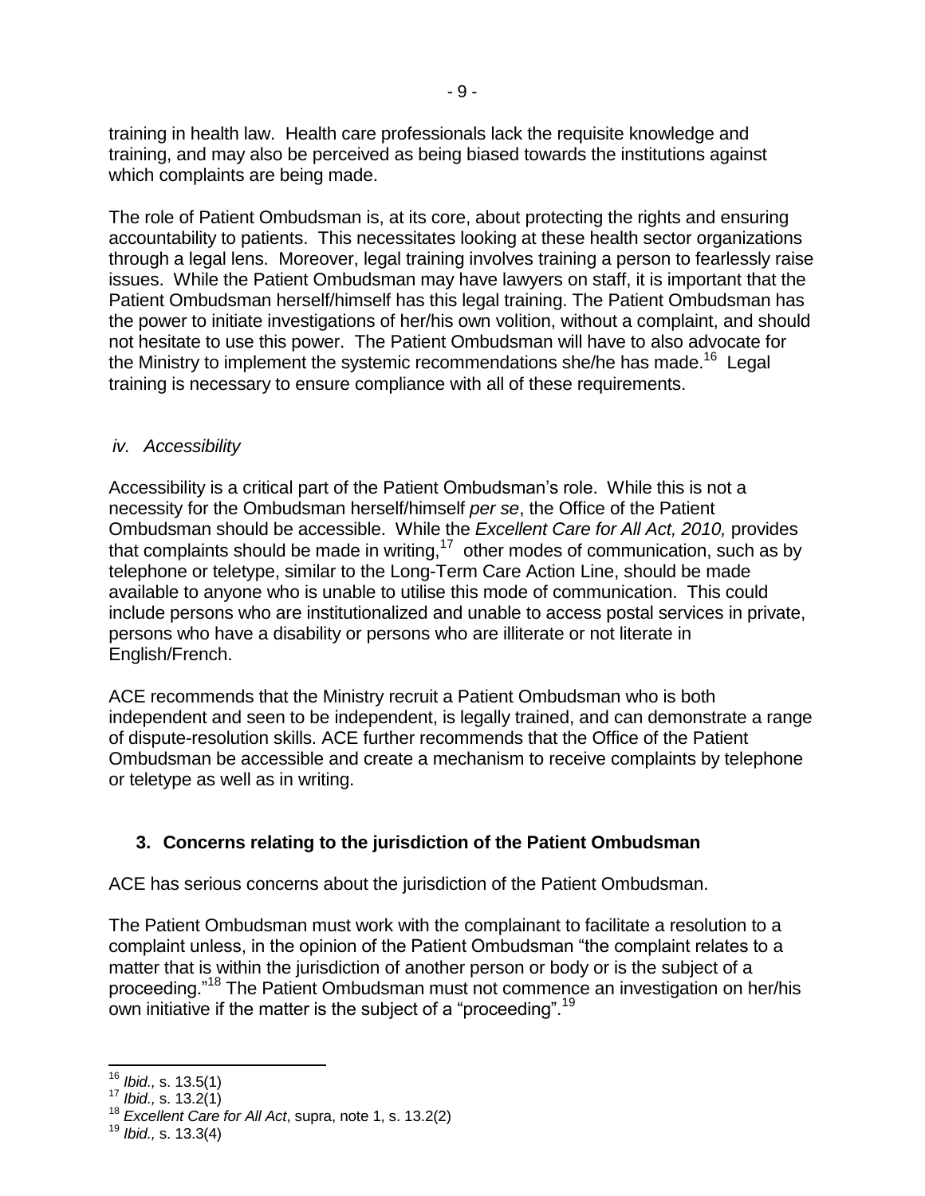training in health law. Health care professionals lack the requisite knowledge and training, and may also be perceived as being biased towards the institutions against which complaints are being made.

The role of Patient Ombudsman is, at its core, about protecting the rights and ensuring accountability to patients. This necessitates looking at these health sector organizations through a legal lens. Moreover, legal training involves training a person to fearlessly raise issues. While the Patient Ombudsman may have lawyers on staff, it is important that the Patient Ombudsman herself/himself has this legal training. The Patient Ombudsman has the power to initiate investigations of her/his own volition, without a complaint, and should not hesitate to use this power. The Patient Ombudsman will have to also advocate for the Ministry to implement the systemic recommendations she/he has made.[16] Legal training is necessary to ensure compliance with all of these requirements.

### *iv. Accessibility*

Accessibility is a critical part of the Patient Ombudsman's role. While this is not a necessity for the Ombudsman herself/himself *per se*, the Office of the Patient Ombudsman should be accessible. While the *Excellent Care for All Act, 2010,* provides that complaints should be made in writing,[17] other modes of communication, such as by telephone or teletype, similar to the Long-Term Care Action Line, should be made available to anyone who is unable to utilise this mode of communication. This could include persons who are institutionalized and unable to access postal services in private, persons who have a disability or persons who are illiterate or not literate in English/French.

ACE recommends that the Ministry recruit a Patient Ombudsman who is both independent and seen to be independent, is legally trained, and can demonstrate a range of dispute-resolution skills. ACE further recommends that the Office of the Patient Ombudsman be accessible and create a mechanism to receive complaints by telephone or teletype as well as in writing.

## 3. Concerns relating to the jurisdiction of the Patient Ombudsman

ACE has serious concerns about the jurisdiction of the Patient Ombudsman.

The Patient Ombudsman must work with the complainant to facilitate a resolution to a complaint unless, in the opinion of the Patient Ombudsman "the complaint relates to a matter that is within the jurisdiction of another person or body or is the subject of a proceeding."[18] The Patient Ombudsman must not commence an investigation on her/his own initiative if the matter is the subject of a "proceeding".[19]

---

[16] *Ibid.,* s. 13.5(1)
[17] *Ibid.,* s. 13.2(1)
[18] *Excellent Care for All Act*, supra, note 1, s. 13.2(2)
[19] *Ibid.,* s. 13.3(4)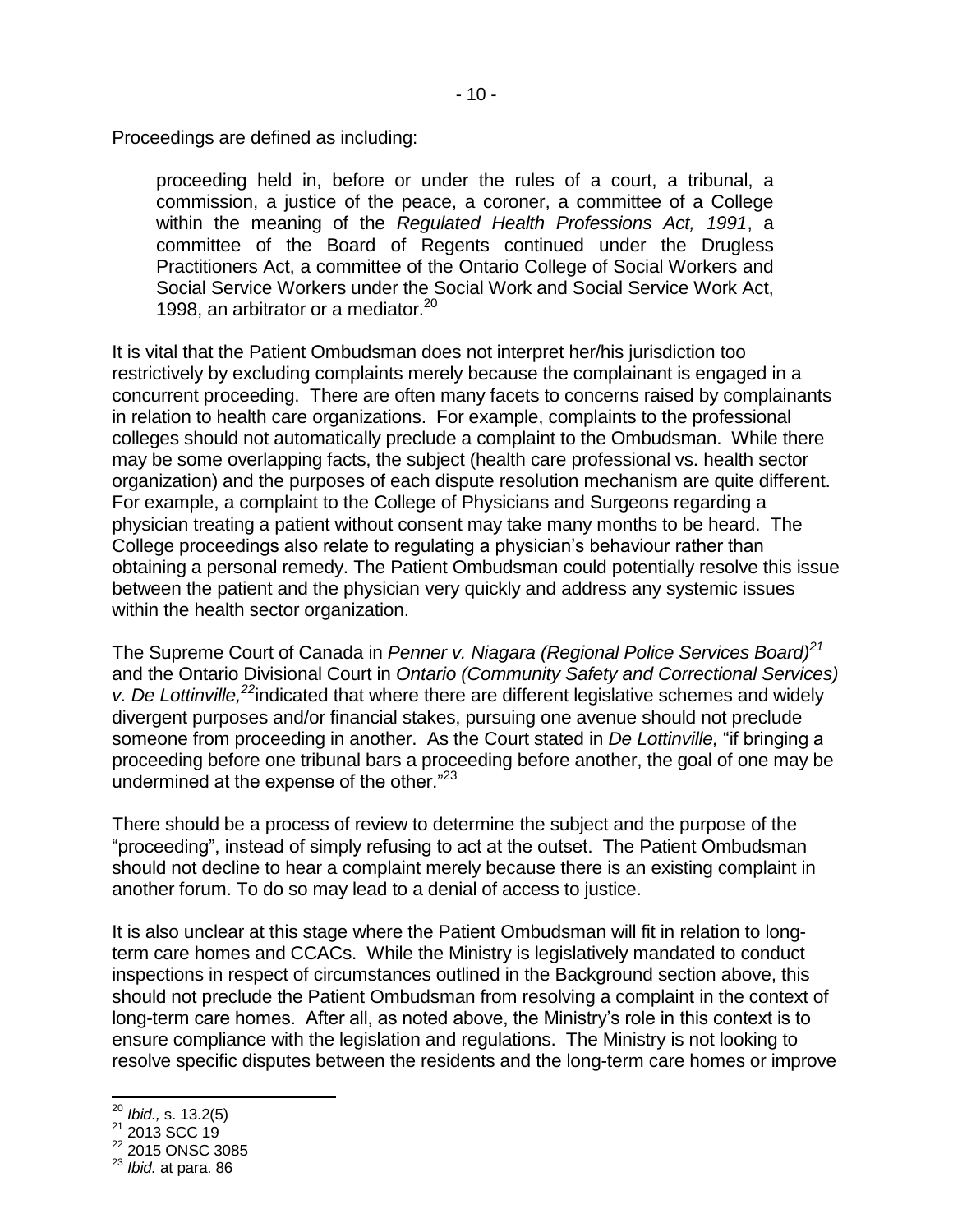Proceedings are defined as including:

> proceeding held in, before or under the rules of a court, a tribunal, a commission, a justice of the peace, a coroner, a committee of a College within the meaning of the *Regulated Health Professions Act, 1991*, a committee of the Board of Regents continued under the Drugless Practitioners Act, a committee of the Ontario College of Social Workers and Social Service Workers under the Social Work and Social Service Work Act, 1998, an arbitrator or a mediator.[20]

It is vital that the Patient Ombudsman does not interpret her/his jurisdiction too restrictively by excluding complaints merely because the complainant is engaged in a concurrent proceeding. There are often many facets to concerns raised by complainants in relation to health care organizations. For example, complaints to the professional colleges should not automatically preclude a complaint to the Ombudsman. While there may be some overlapping facts, the subject (health care professional vs. health sector organization) and the purposes of each dispute resolution mechanism are quite different. For example, a complaint to the College of Physicians and Surgeons regarding a physician treating a patient without consent may take many months to be heard. The College proceedings also relate to regulating a physician's behaviour rather than obtaining a personal remedy. The Patient Ombudsman could potentially resolve this issue between the patient and the physician very quickly and address any systemic issues within the health sector organization.

The Supreme Court of Canada in *Penner v. Niagara (Regional Police Services Board)*[21] and the Ontario Divisional Court in *Ontario (Community Safety and Correctional Services) v. De Lottinville,*[22] indicated that where there are different legislative schemes and widely divergent purposes and/or financial stakes, pursuing one avenue should not preclude someone from proceeding in another. As the Court stated in *De Lottinville,* "if bringing a proceeding before one tribunal bars a proceeding before another, the goal of one may be undermined at the expense of the other."[23]

There should be a process of review to determine the subject and the purpose of the "proceeding", instead of simply refusing to act at the outset. The Patient Ombudsman should not decline to hear a complaint merely because there is an existing complaint in another forum. To do so may lead to a denial of access to justice.

It is also unclear at this stage where the Patient Ombudsman will fit in relation to long-term care homes and CCACs. While the Ministry is legislatively mandated to conduct inspections in respect of circumstances outlined in the Background section above, this should not preclude the Patient Ombudsman from resolving a complaint in the context of long-term care homes. After all, as noted above, the Ministry's role in this context is to ensure compliance with the legislation and regulations. The Ministry is not looking to resolve specific disputes between the residents and the long-term care homes or improve

---

[20] *Ibid.,* s. 13.2(5)
[21] 2013 SCC 19
[22] 2015 ONSC 3085
[23] *Ibid.* at para. 86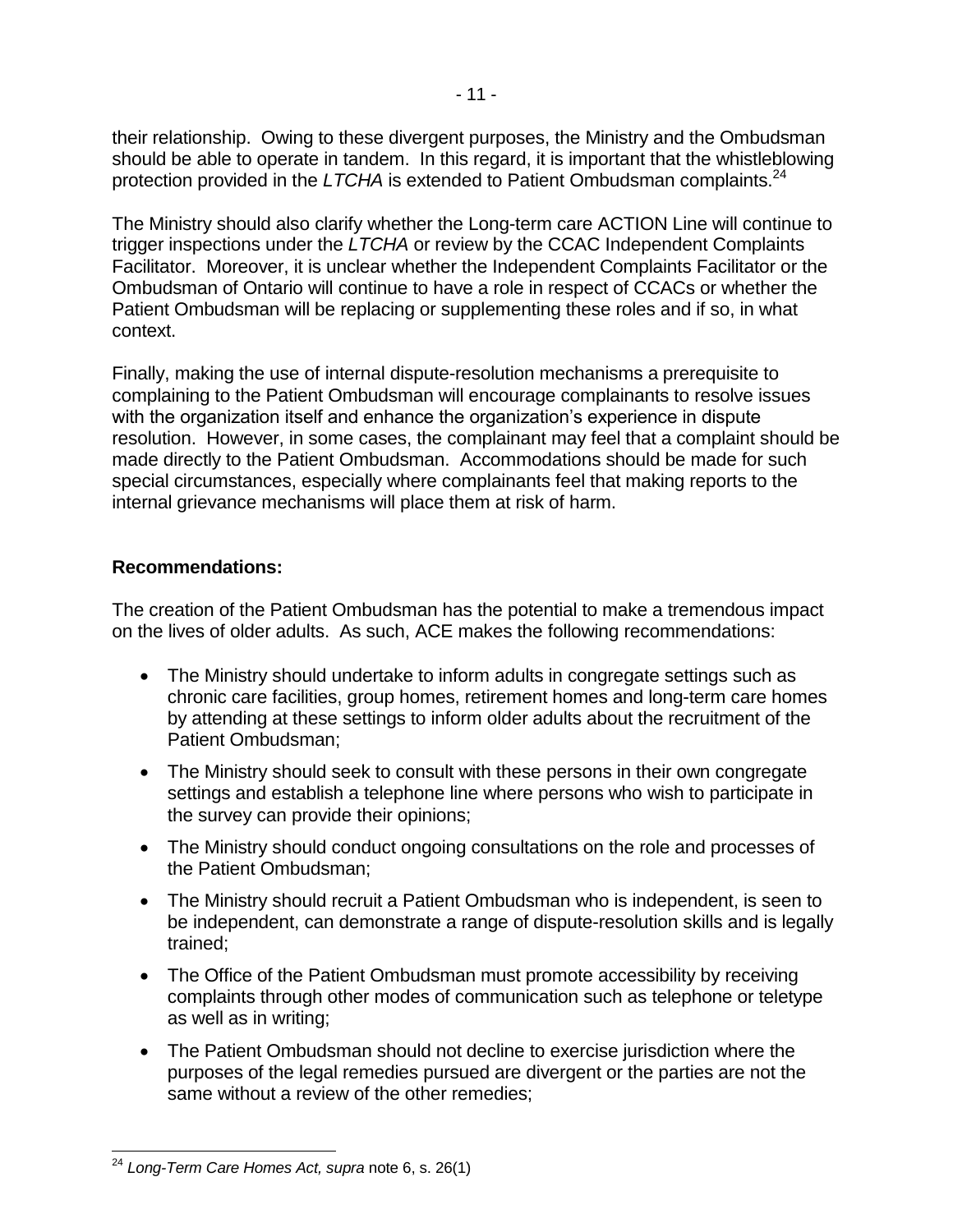their relationship. Owing to these divergent purposes, the Ministry and the Ombudsman should be able to operate in tandem. In this regard, it is important that the whistleblowing protection provided in the *LTCHA* is extended to Patient Ombudsman complaints.[24]

The Ministry should also clarify whether the Long-term care ACTION Line will continue to trigger inspections under the *LTCHA* or review by the CCAC Independent Complaints Facilitator. Moreover, it is unclear whether the Independent Complaints Facilitator or the Ombudsman of Ontario will continue to have a role in respect of CCACs or whether the Patient Ombudsman will be replacing or supplementing these roles and if so, in what context.

Finally, making the use of internal dispute-resolution mechanisms a prerequisite to complaining to the Patient Ombudsman will encourage complainants to resolve issues with the organization itself and enhance the organization's experience in dispute resolution. However, in some cases, the complainant may feel that a complaint should be made directly to the Patient Ombudsman. Accommodations should be made for such special circumstances, especially where complainants feel that making reports to the internal grievance mechanisms will place them at risk of harm.

**Recommendations:**

The creation of the Patient Ombudsman has the potential to make a tremendous impact on the lives of older adults. As such, ACE makes the following recommendations:

- The Ministry should undertake to inform adults in congregate settings such as chronic care facilities, group homes, retirement homes and long-term care homes by attending at these settings to inform older adults about the recruitment of the Patient Ombudsman;
- The Ministry should seek to consult with these persons in their own congregate settings and establish a telephone line where persons who wish to participate in the survey can provide their opinions;
- The Ministry should conduct ongoing consultations on the role and processes of the Patient Ombudsman;
- The Ministry should recruit a Patient Ombudsman who is independent, is seen to be independent, can demonstrate a range of dispute-resolution skills and is legally trained;
- The Office of the Patient Ombudsman must promote accessibility by receiving complaints through other modes of communication such as telephone or teletype as well as in writing;
- The Patient Ombudsman should not decline to exercise jurisdiction where the purposes of the legal remedies pursued are divergent or the parties are not the same without a review of the other remedies;

---

[24] *Long-Term Care Homes Act, supra* note 6, s. 26(1)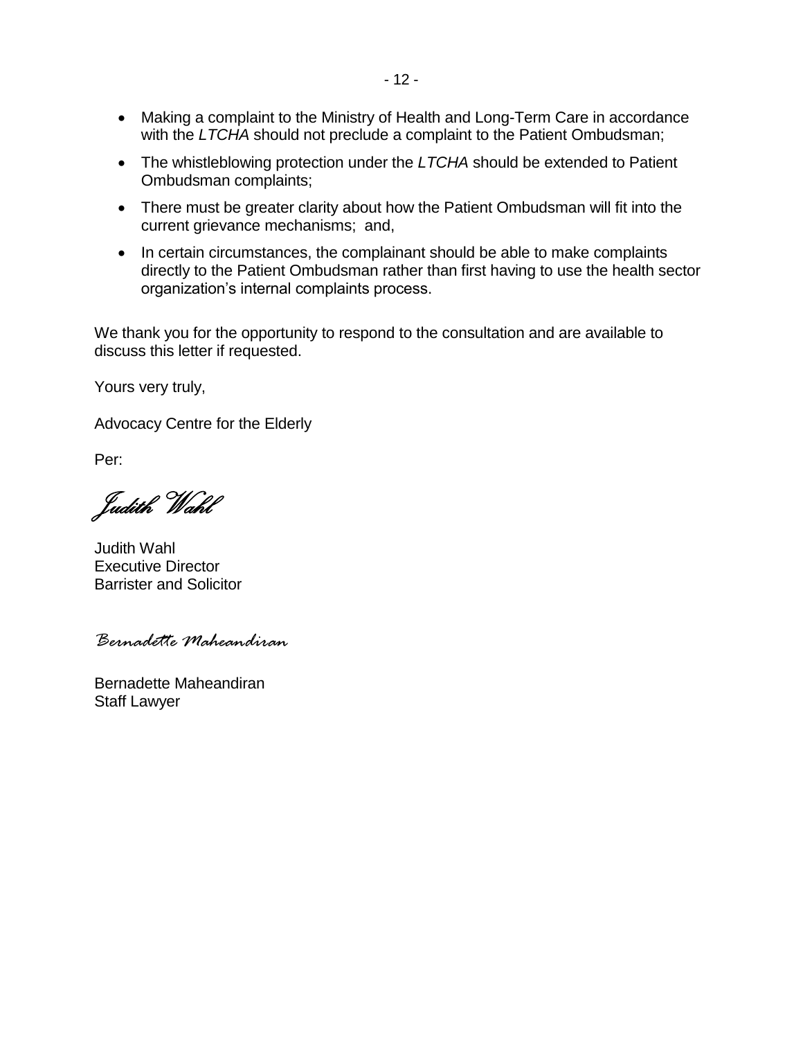- Making a complaint to the Ministry of Health and Long-Term Care in accordance with the *LTCHA* should not preclude a complaint to the Patient Ombudsman;
- The whistleblowing protection under the *LTCHA* should be extended to Patient Ombudsman complaints;
- There must be greater clarity about how the Patient Ombudsman will fit into the current grievance mechanisms; and,
- In certain circumstances, the complainant should be able to make complaints directly to the Patient Ombudsman rather than first having to use the health sector organization's internal complaints process.

We thank you for the opportunity to respond to the consultation and are available to discuss this letter if requested.

Yours very truly,

Advocacy Centre for the Elderly

Per:

*Judith Wahl*

Judith Wahl
Executive Director
Barrister and Solicitor

*Bernadette Maheandiran*

Bernadette Maheandiran
Staff Lawyer